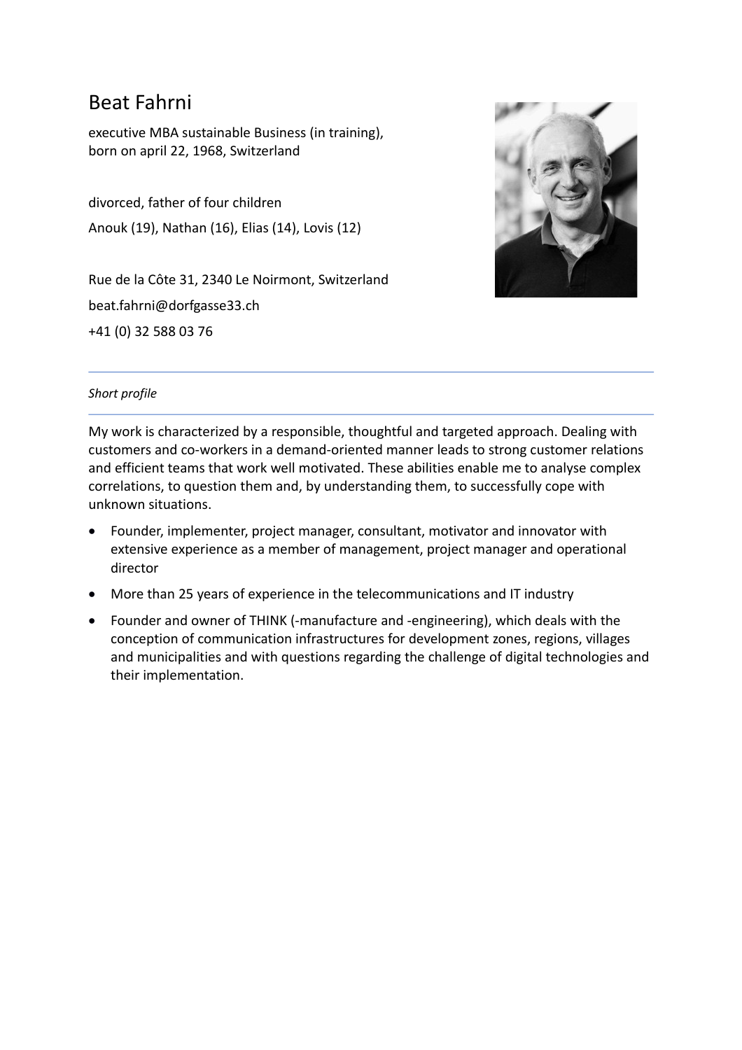# Beat Fahrni

executive MBA sustainable Business (in training),
born on april 22, 1968, Switzerland

divorced, father of four children

Anouk (19), Nathan (16), Elias (14), Lovis (12)

Rue de la Côte 31, 2340 Le Noirmont, Switzerland

beat.fahrni@dorfgasse33.ch

+41 (0) 32 588 03 76

---

*Short profile*

---

My work is characterized by a responsible, thoughtful and targeted approach. Dealing with customers and co-workers in a demand-oriented manner leads to strong customer relations and efficient teams that work well motivated. These abilities enable me to analyse complex correlations, to question them and, by understanding them, to successfully cope with unknown situations.

- Founder, implementer, project manager, consultant, motivator and innovator with extensive experience as a member of management, project manager and operational director
- More than 25 years of experience in the telecommunications and IT industry
- Founder and owner of THINK (-manufacture and -engineering), which deals with the conception of communication infrastructures for development zones, regions, villages and municipalities and with questions regarding the challenge of digital technologies and their implementation.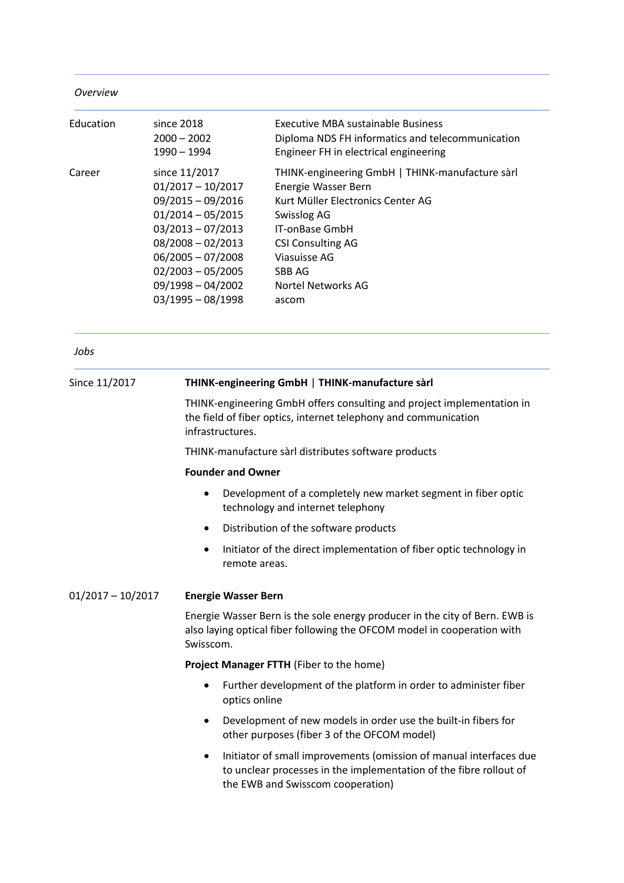*Overview*

| | | |
|---|---|---|
| Education | since 2018 | Executive MBA sustainable Business |
| | 2000 – 2002 | Diploma NDS FH informatics and telecommunication |
| | 1990 – 1994 | Engineer FH in electrical engineering |
| Career | since 11/2017 | THINK-engineering GmbH \| THINK-manufacture sàrl |
| | 01/2017 – 10/2017 | Energie Wasser Bern |
| | 09/2015 – 09/2016 | Kurt Müller Electronics Center AG |
| | 01/2014 – 05/2015 | Swisslog AG |
| | 03/2013 – 07/2013 | IT-onBase GmbH |
| | 08/2008 – 02/2013 | CSI Consulting AG |
| | 06/2005 – 07/2008 | Viasuisse AG |
| | 02/2003 – 05/2005 | SBB AG |
| | 09/1998 – 04/2002 | Nortel Networks AG |
| | 03/1995 – 08/1998 | ascom |

*Jobs*

Since 11/2017

**THINK-engineering GmbH | THINK-manufacture sàrl**

THINK-engineering GmbH offers consulting and project implementation in the field of fiber optics, internet telephony and communication infrastructures.

THINK-manufacture sàrl distributes software products

**Founder and Owner**

- Development of a completely new market segment in fiber optic technology and internet telephony
- Distribution of the software products
- Initiator of the direct implementation of fiber optic technology in remote areas.

01/2017 – 10/2017

**Energie Wasser Bern**

Energie Wasser Bern is the sole energy producer in the city of Bern. EWB is also laying optical fiber following the OFCOM model in cooperation with Swisscom.

**Project Manager FTTH** (Fiber to the home)

- Further development of the platform in order to administer fiber optics online
- Development of new models in order use the built-in fibers for other purposes (fiber 3 of the OFCOM model)
- Initiator of small improvements (omission of manual interfaces due to unclear processes in the implementation of the fibre rollout of the EWB and Swisscom cooperation)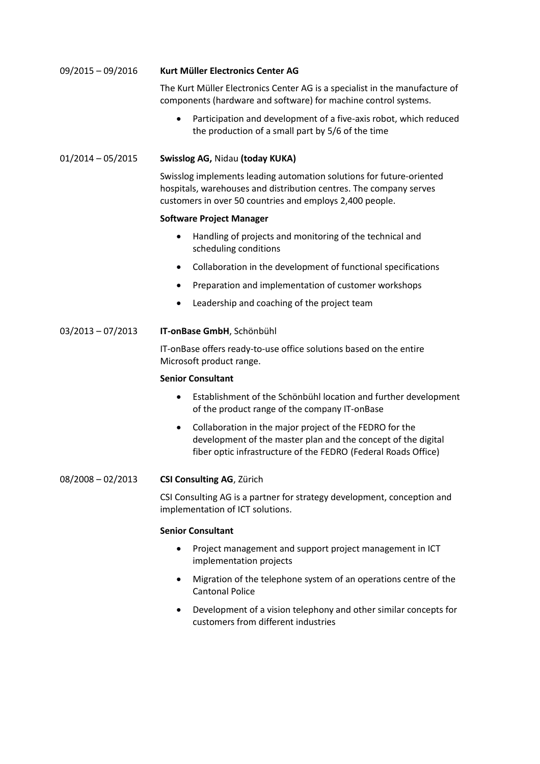09/2015 – 09/2016 **Kurt Müller Electronics Center AG**

The Kurt Müller Electronics Center AG is a specialist in the manufacture of components (hardware and software) for machine control systems.

- Participation and development of a five-axis robot, which reduced the production of a small part by 5/6 of the time

01/2014 – 05/2015 **Swisslog AG,** Nidau **(today KUKA)**

Swisslog implements leading automation solutions for future-oriented hospitals, warehouses and distribution centres. The company serves customers in over 50 countries and employs 2,400 people.

**Software Project Manager**

- Handling of projects and monitoring of the technical and scheduling conditions
- Collaboration in the development of functional specifications
- Preparation and implementation of customer workshops
- Leadership and coaching of the project team

03/2013 – 07/2013 **IT-onBase GmbH**, Schönbühl

IT-onBase offers ready-to-use office solutions based on the entire Microsoft product range.

**Senior Consultant**

- Establishment of the Schönbühl location and further development of the product range of the company IT-onBase
- Collaboration in the major project of the FEDRO for the development of the master plan and the concept of the digital fiber optic infrastructure of the FEDRO (Federal Roads Office)

08/2008 – 02/2013 **CSI Consulting AG**, Zürich

CSI Consulting AG is a partner for strategy development, conception and implementation of ICT solutions.

**Senior Consultant**

- Project management and support project management in ICT implementation projects
- Migration of the telephone system of an operations centre of the Cantonal Police
- Development of a vision telephony and other similar concepts for customers from different industries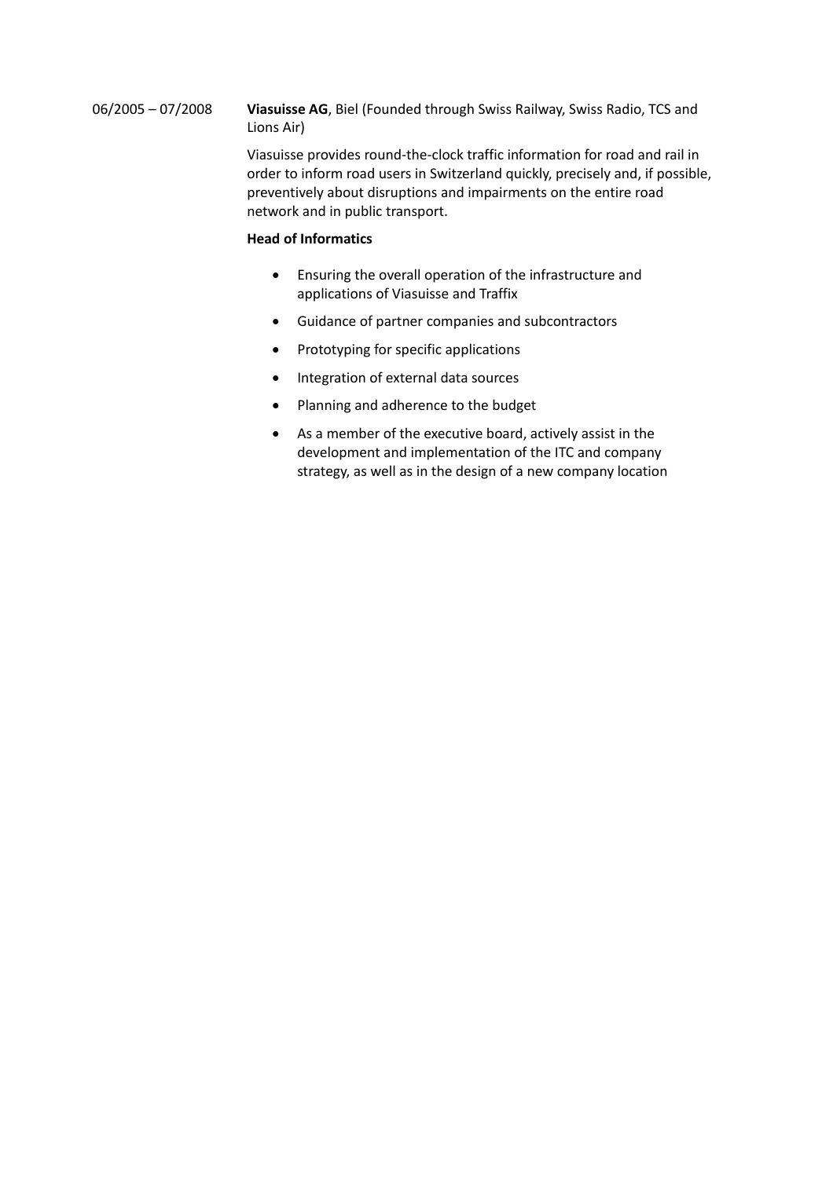06/2005 – 07/2008 **Viasuisse AG**, Biel (Founded through Swiss Railway, Swiss Radio, TCS and Lions Air)

Viasuisse provides round-the-clock traffic information for road and rail in order to inform road users in Switzerland quickly, precisely and, if possible, preventively about disruptions and impairments on the entire road network and in public transport.

**Head of Informatics**

- Ensuring the overall operation of the infrastructure and applications of Viasuisse and Traffix
- Guidance of partner companies and subcontractors
- Prototyping for specific applications
- Integration of external data sources
- Planning and adherence to the budget
- As a member of the executive board, actively assist in the development and implementation of the ITC and company strategy, as well as in the design of a new company location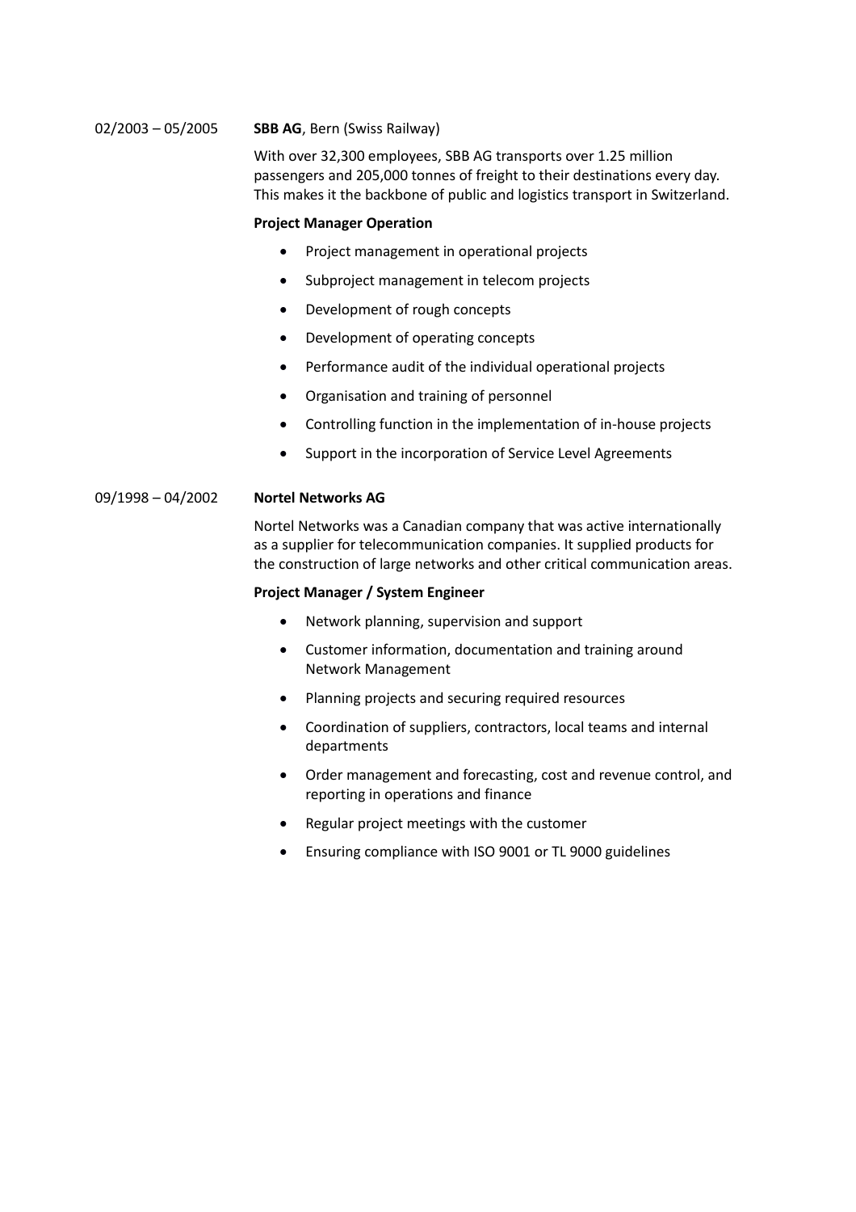02/2003 – 05/2005 **SBB AG**, Bern (Swiss Railway)

With over 32,300 employees, SBB AG transports over 1.25 million passengers and 205,000 tonnes of freight to their destinations every day. This makes it the backbone of public and logistics transport in Switzerland.

**Project Manager Operation**

- Project management in operational projects
- Subproject management in telecom projects
- Development of rough concepts
- Development of operating concepts
- Performance audit of the individual operational projects
- Organisation and training of personnel
- Controlling function in the implementation of in-house projects
- Support in the incorporation of Service Level Agreements

09/1998 – 04/2002 **Nortel Networks AG**

Nortel Networks was a Canadian company that was active internationally as a supplier for telecommunication companies. It supplied products for the construction of large networks and other critical communication areas.

**Project Manager / System Engineer**

- Network planning, supervision and support
- Customer information, documentation and training around Network Management
- Planning projects and securing required resources
- Coordination of suppliers, contractors, local teams and internal departments
- Order management and forecasting, cost and revenue control, and reporting in operations and finance
- Regular project meetings with the customer
- Ensuring compliance with ISO 9001 or TL 9000 guidelines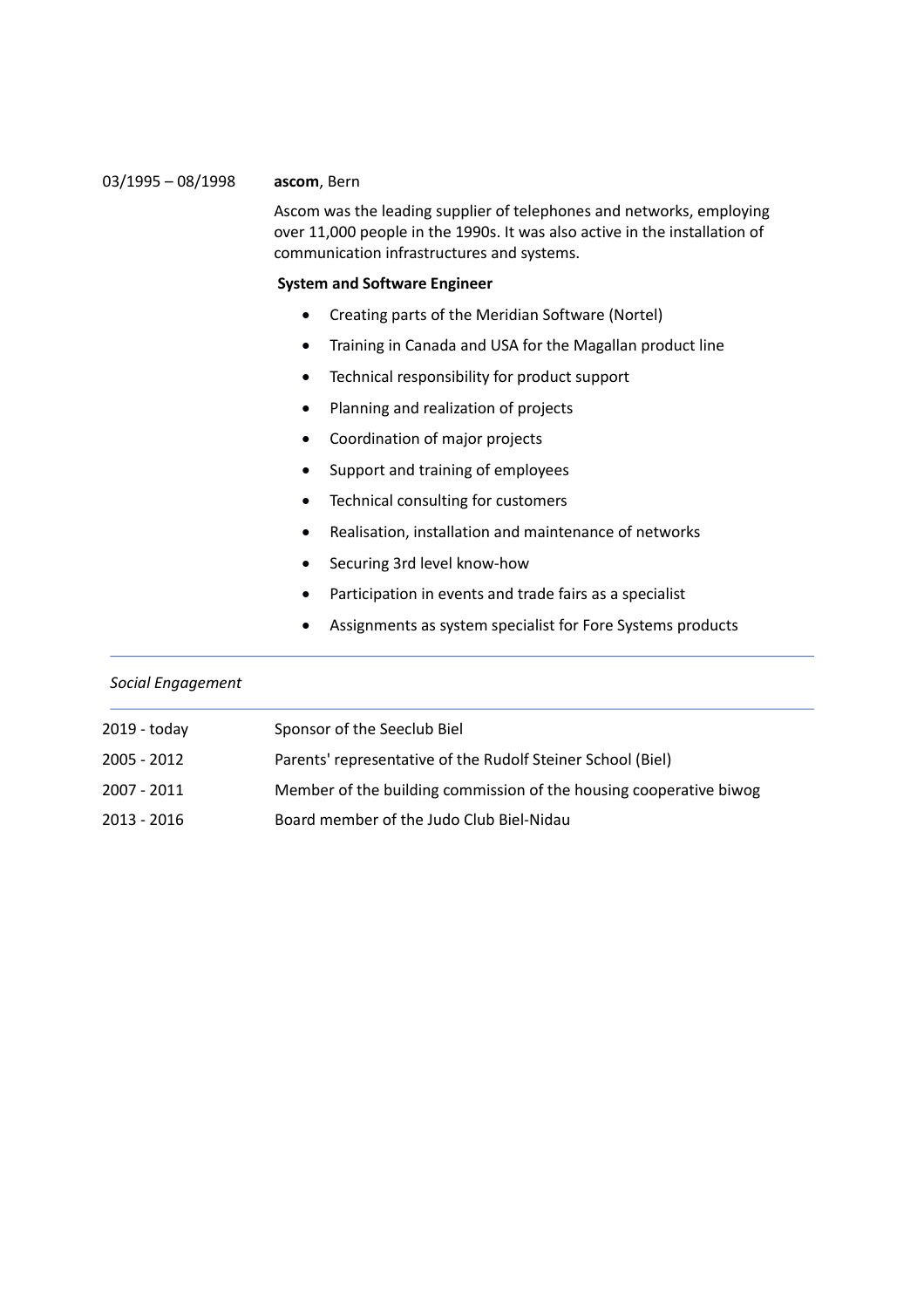03/1995 – 08/1998 **ascom**, Bern

Ascom was the leading supplier of telephones and networks, employing over 11,000 people in the 1990s. It was also active in the installation of communication infrastructures and systems.

**System and Software Engineer**

- Creating parts of the Meridian Software (Nortel)
- Training in Canada and USA for the Magallan product line
- Technical responsibility for product support
- Planning and realization of projects
- Coordination of major projects
- Support and training of employees
- Technical consulting for customers
- Realisation, installation and maintenance of networks
- Securing 3rd level know-how
- Participation in events and trade fairs as a specialist
- Assignments as system specialist for Fore Systems products

---

*Social Engagement*

---

| | |
|---|---|
| 2019 - today | Sponsor of the Seeclub Biel |
| 2005 - 2012 | Parents' representative of the Rudolf Steiner School (Biel) |
| 2007 - 2011 | Member of the building commission of the housing cooperative biwog |
| 2013 - 2016 | Board member of the Judo Club Biel-Nidau |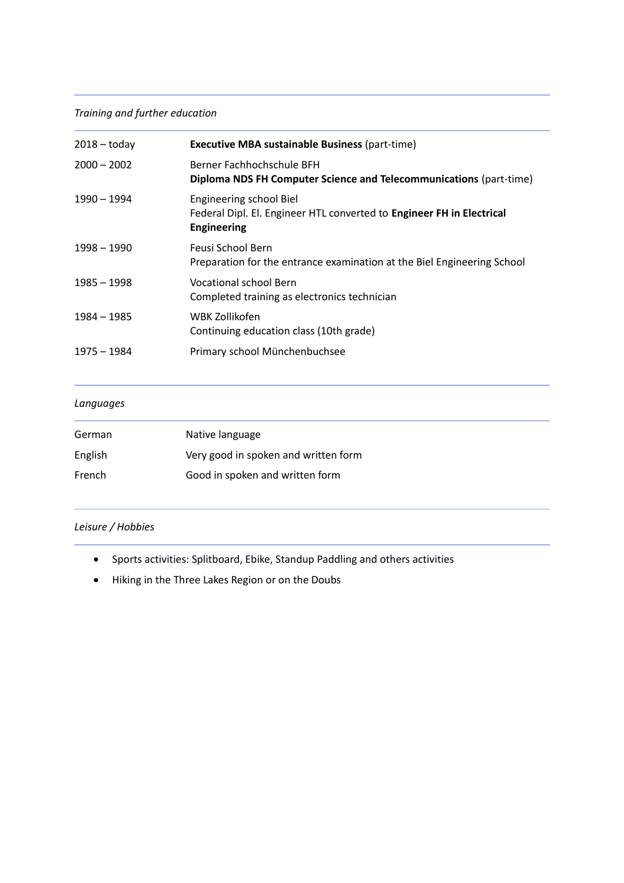*Training and further education*

| | |
|---|---|
| 2018 – today | **Executive MBA sustainable Business** (part-time) |
| 2000 – 2002 | Berner Fachhochschule BFH<br>**Diploma NDS FH Computer Science and Telecommunications** (part-time) |
| 1990 – 1994 | Engineering school Biel<br>Federal Dipl. El. Engineer HTL converted to **Engineer FH in Electrical Engineering** |
| 1998 – 1990 | Feusi School Bern<br>Preparation for the entrance examination at the Biel Engineering School |
| 1985 – 1998 | Vocational school Bern<br>Completed training as electronics technician |
| 1984 – 1985 | WBK Zollikofen<br>Continuing education class (10th grade) |
| 1975 – 1984 | Primary school Münchenbuchsee |

*Languages*

| | |
|---|---|
| German | Native language |
| English | Very good in spoken and written form |
| French | Good in spoken and written form |

*Leisure / Hobbies*

- Sports activities: Splitboard, Ebike, Standup Paddling and others activities
- Hiking in the Three Lakes Region or on the Doubs